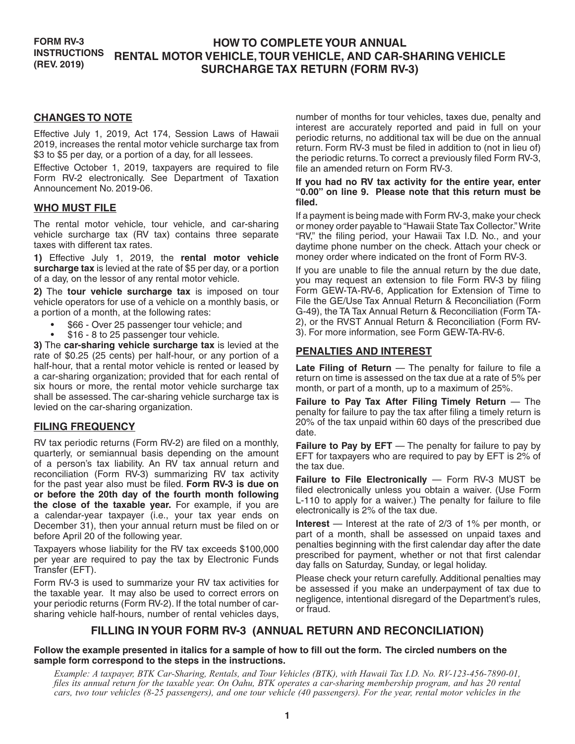**FORM RV-3 INSTRUCTIONS (REV. 2019)**

# HOW TO COMPLETE YOUR ANNUAL RENTAL MOTOR VEHICLE, TOUR VEHICLE, AND CAR-SHARING VEHICLE SURCHARGE TAX RETURN (FORM RV-3)

## CHANGES TO NOTE

Effective July 1, 2019, Act 174, Session Laws of Hawaii 2019, increases the rental motor vehicle surcharge tax from $3 to $5 per day, or a portion of a day, for all lessees.

Effective October 1, 2019, taxpayers are required to file Form RV-2 electronically. See Department of Taxation Announcement No. 2019-06.

## WHO MUST FILE

The rental motor vehicle, tour vehicle, and car-sharing vehicle surcharge tax (RV tax) contains three separate taxes with different tax rates.

**1)** Effective July 1, 2019, the **rental motor vehicle surcharge tax** is levied at the rate of $5 per day, or a portion of a day, on the lessor of any rental motor vehicle.

**2)** The **tour vehicle surcharge tax** is imposed on tour vehicle operators for use of a vehicle on a monthly basis, or a portion of a month, at the following rates:

- $66 - Over 25 passenger tour vehicle; and
- $16 - 8 to 25 passenger tour vehicle.

**3)** The **car-sharing vehicle surcharge tax** is levied at the rate of $0.25 (25 cents) per half-hour, or any portion of a half-hour, that a rental motor vehicle is rented or leased by a car-sharing organization; provided that for each rental of six hours or more, the rental motor vehicle surcharge tax shall be assessed. The car-sharing vehicle surcharge tax is levied on the car-sharing organization.

## FILING FREQUENCY

RV tax periodic returns (Form RV-2) are filed on a monthly, quarterly, or semiannual basis depending on the amount of a person's tax liability. An RV tax annual return and reconciliation (Form RV-3) summarizing RV tax activity for the past year also must be filed. **Form RV-3 is due on or before the 20th day of the fourth month following the close of the taxable year.** For example, if you are a calendar-year taxpayer (i.e., your tax year ends on December 31), then your annual return must be filed on or before April 20 of the following year.

Taxpayers whose liability for the RV tax exceeds $100,000 per year are required to pay the tax by Electronic Funds Transfer (EFT).

Form RV-3 is used to summarize your RV tax activities for the taxable year. It may also be used to correct errors on your periodic returns (Form RV-2). If the total number of car-sharing vehicle half-hours, number of rental vehicles days, number of months for tour vehicles, taxes due, penalty and interest are accurately reported and paid in full on your periodic returns, no additional tax will be due on the annual return. Form RV-3 must be filed in addition to (not in lieu of) the periodic returns. To correct a previously filed Form RV-3, file an amended return on Form RV-3.

**If you had no RV tax activity for the entire year, enter "0.00" on line 9. Please note that this return must be filed.**

If a payment is being made with Form RV-3, make your check or money order payable to "Hawaii State Tax Collector." Write "RV," the filing period, your Hawaii Tax I.D. No., and your daytime phone number on the check. Attach your check or money order where indicated on the front of Form RV-3.

If you are unable to file the annual return by the due date, you may request an extension to file Form RV-3 by filing Form GEW-TA-RV-6, Application for Extension of Time to File the GE/Use Tax Annual Return & Reconciliation (Form G-49), the TA Tax Annual Return & Reconciliation (Form TA-2), or the RVST Annual Return & Reconciliation (Form RV-3). For more information, see Form GEW-TA-RV-6.

## PENALTIES AND INTEREST

**Late Filing of Return** — The penalty for failure to file a return on time is assessed on the tax due at a rate of 5% per month, or part of a month, up to a maximum of 25%.

**Failure to Pay Tax After Filing Timely Return** — The penalty for failure to pay the tax after filing a timely return is 20% of the tax unpaid within 60 days of the prescribed due date.

**Failure to Pay by EFT** — The penalty for failure to pay by EFT for taxpayers who are required to pay by EFT is 2% of the tax due.

**Failure to File Electronically** — Form RV-3 MUST be filed electronically unless you obtain a waiver. (Use Form L-110 to apply for a waiver.) The penalty for failure to file electronically is 2% of the tax due.

**Interest** — Interest at the rate of 2/3 of 1% per month, or part of a month, shall be assessed on unpaid taxes and penalties beginning with the first calendar day after the date prescribed for payment, whether or not that first calendar day falls on Saturday, Sunday, or legal holiday.

Please check your return carefully. Additional penalties may be assessed if you make an underpayment of tax due to negligence, intentional disregard of the Department's rules, or fraud.

## FILLING IN YOUR FORM RV-3 (ANNUAL RETURN AND RECONCILIATION)

**Follow the example presented in italics for a sample of how to fill out the form. The circled numbers on the sample form correspond to the steps in the instructions.**

*Example: A taxpayer, BTK Car-Sharing, Rentals, and Tour Vehicles (BTK), with Hawaii Tax I.D. No. RV-123-456-7890-01, files its annual return for the taxable year. On Oahu, BTK operates a car-sharing membership program, and has 20 rental cars, two tour vehicles (8-25 passengers), and one tour vehicle (40 passengers). For the year, rental motor vehicles in the*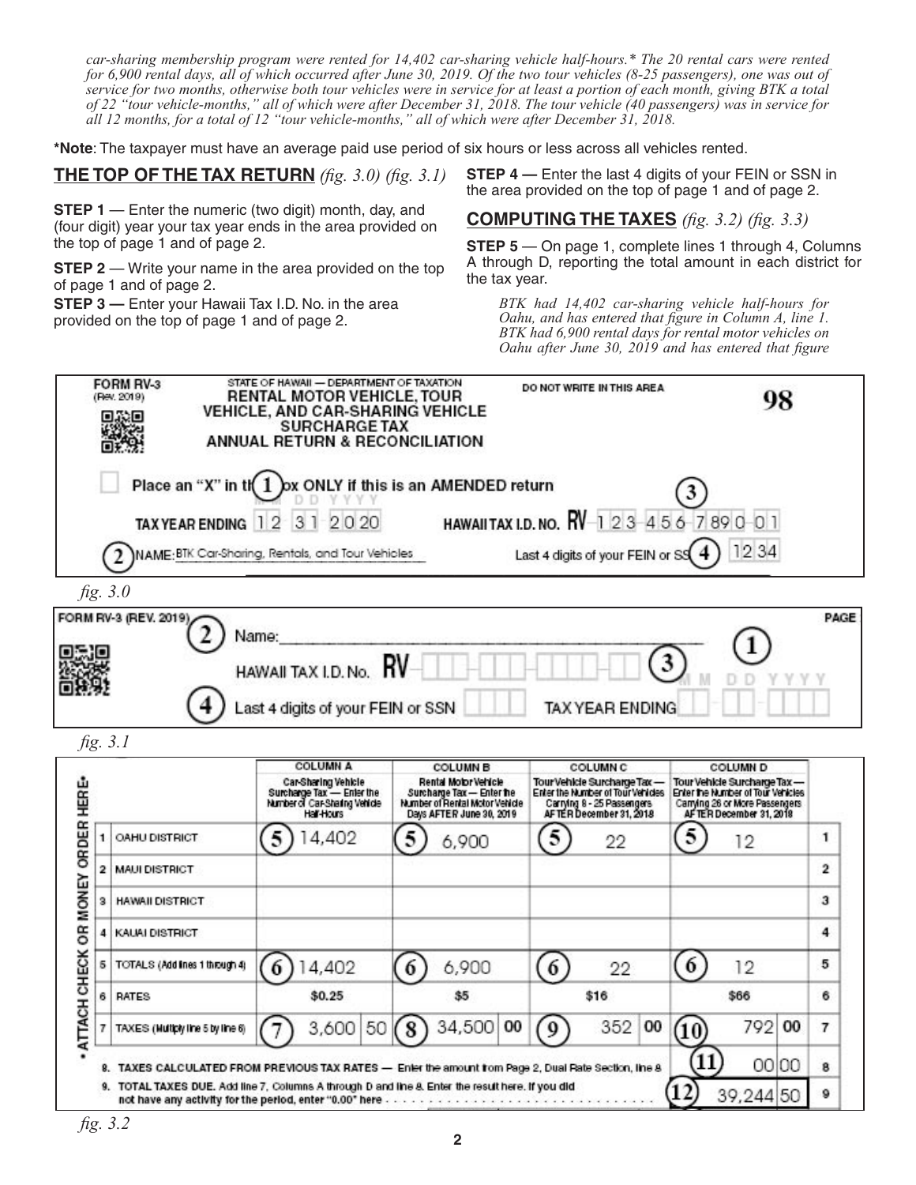*car-sharing membership program were rented for 14,402 car-sharing vehicle half-hours.* The 20 rental cars were rented for 6,900 rental days, all of which occurred after June 30, 2019. Of the two tour vehicles (8-25 passengers), one was out of service for two months, otherwise both tour vehicles were in service for at least a portion of each month, giving BTK a total of 22 "tour vehicle-months," all of which were after December 31, 2018. The tour vehicle (40 passengers) was in service for all 12 months, for a total of 12 "tour vehicle-months," all of which were after December 31, 2018.*

***Note**: The taxpayer must have an average paid use period of six hours or less across all vehicles rented.

## THE TOP OF THE TAX RETURN *(fig. 3.0) (fig. 3.1)*

**STEP 1** — Enter the numeric (two digit) month, day, and (four digit) year your tax year ends in the area provided on the top of page 1 and of page 2.

**STEP 2** — Write your name in the area provided on the top of page 1 and of page 2.

**STEP 3 —** Enter your Hawaii Tax I.D. No. in the area provided on the top of page 1 and of page 2.

**STEP 4 —** Enter the last 4 digits of your FEIN or SSN in the area provided on the top of page 1 and of page 2.

## COMPUTING THE TAXES *(fig. 3.2) (fig. 3.3)*

**STEP 5** — On page 1, complete lines 1 through 4, Columns A through D, reporting the total amount in each district for the tax year.

*BTK had 14,402 car-sharing vehicle half-hours for Oahu, and has entered that figure in Column A, line 1. BTK had 6,900 rental days for rental motor vehicles on Oahu after June 30, 2019 and has entered that figure*

FORM RV-3 (Rev. 2019)
STATE OF HAWAII — DEPARTMENT OF TAXATION
RENTAL MOTOR VEHICLE, TOUR VEHICLE, AND CAR-SHARING VEHICLE SURCHARGE TAX ANNUAL RETURN & RECONCILIATION

DO NOT WRITE IN THIS AREA — 98

Place an "X" in the box ONLY if this is an AMENDED return

(1) TAX YEAR ENDING 12 31 2020 — (3) HAWAII TAX I.D. NO. RV-123-456-7890-01

(2) NAME: BTK Car-Sharing, Rentals, and Tour Vehicles — (4) Last 4 digits of your FEIN or SSN 1234

*fig. 3.0*

FORM RV-3 (REV. 2019) PAGE
(2) Name: ______
(3) HAWAII TAX I.D. No. RV-
(4) Last 4 digits of your FEIN or SSN ____ (1) TAX YEAR ENDING MM DD YYYY

*fig. 3.1*

| | | COLUMN A Car-Sharing Vehicle Surcharge Tax — Enter the Number of Car-Sharing Vehicle Half-Hours | COLUMN B Rental Motor Vehicle Surcharge Tax — Enter the Number of Rental Motor Vehicle Days AFTER June 30, 2019 | COLUMN C Tour Vehicle Surcharge Tax — Enter the Number of Tour Vehicles Carrying 8 - 25 Passengers AFTER December 31, 2018 | COLUMN D Tour Vehicle Surcharge Tax — Enter the Number of Tour Vehicles Carrying 26 or More Passengers AFTER December 31, 2018 | |
|---|---|---|---|---|---|---|
| 1 | OAHU DISTRICT | (5) 14,402 | (5) 6,900 | (5) 22 | (5) 12 | 1 |
| 2 | MAUI DISTRICT | | | | | 2 |
| 3 | HAWAII DISTRICT | | | | | 3 |
| 4 | KAUAI DISTRICT | | | | | 4 |
| 5 | TOTALS (Add lines 1 through 4) | (6) 14,402 | (6) 6,900 | (6) 22 | (6) 12 | 5 |
| 6 | RATES | $0.25 | $5 | $16 | $66 | 6 |
| 7 | TAXES (Multiply line 5 by line 6) | (7) 3,600.50 | (8) 34,500.00 | (9) 352.00 | (10) 792.00 | 7 |

• ATTACH CHECK OR MONEY ORDER HERE •

8. TAXES CALCULATED FROM PREVIOUS TAX RATES — Enter the amount from Page 2, Dual Rate Section, line 8 ....... (11) 00.00 — 8

9. TOTAL TAXES DUE. Add line 7, Columns A through D and line 8. Enter the result here. If you did not have any activity for the period, enter "0.00" here ....... (12) 39,244.50 — 9

*fig. 3.2*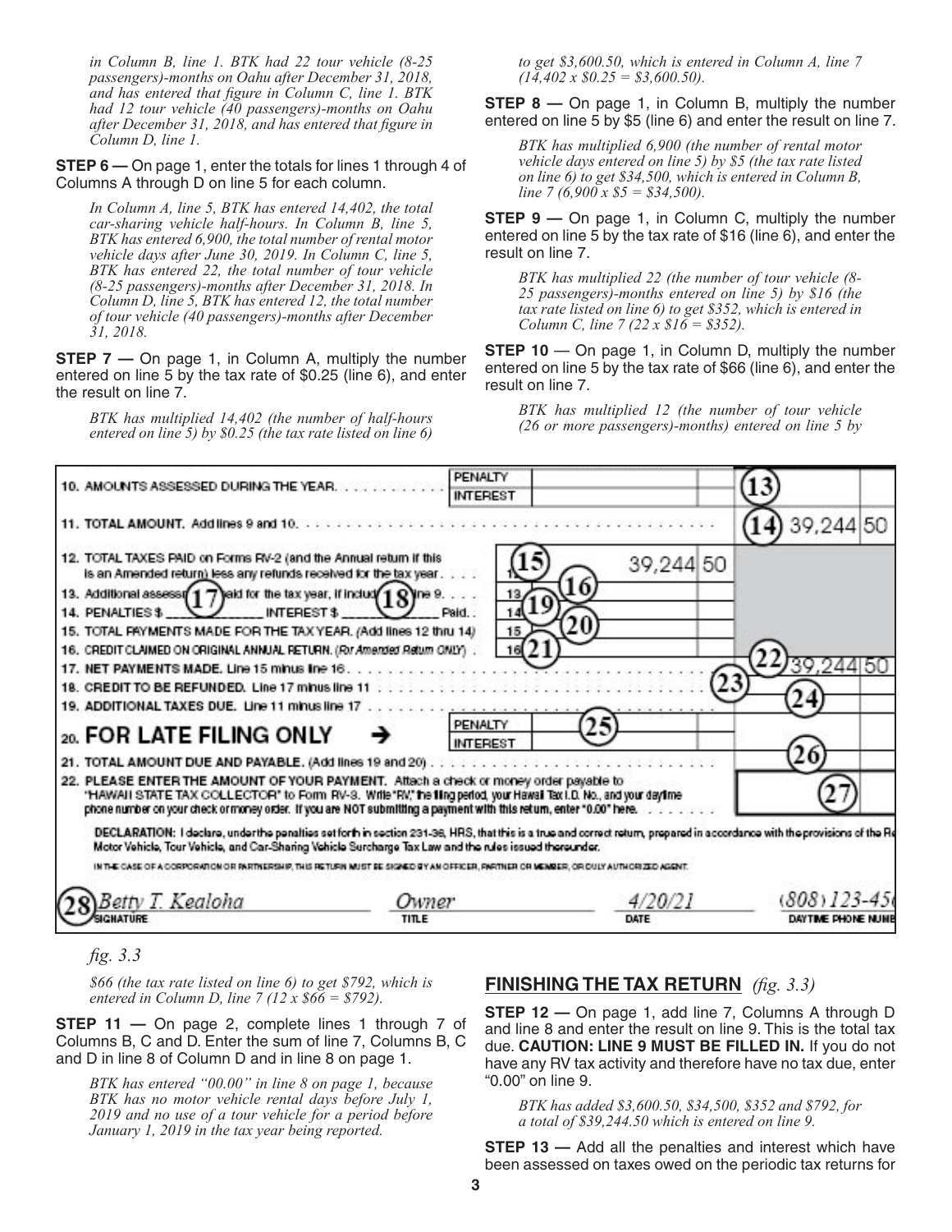*in Column B, line 1. BTK had 22 tour vehicle (8-25 passengers)-months on Oahu after December 31, 2018, and has entered that figure in Column C, line 1. BTK had 12 tour vehicle (40 passengers)-months on Oahu after December 31, 2018, and has entered that figure in Column D, line 1.*

**STEP 6 —** On page 1, enter the totals for lines 1 through 4 of Columns A through D on line 5 for each column.

*In Column A, line 5, BTK has entered 14,402, the total car-sharing vehicle half-hours. In Column B, line 5, BTK has entered 6,900, the total number of rental motor vehicle days after June 30, 2019. In Column C, line 5, BTK has entered 22, the total number of tour vehicle (8-25 passengers)-months after December 31, 2018. In Column D, line 5, BTK has entered 12, the total number of tour vehicle (40 passengers)-months after December 31, 2018.*

**STEP 7 —** On page 1, in Column A, multiply the number entered on line 5 by the tax rate of $0.25 (line 6), and enter the result on line 7.

*BTK has multiplied 14,402 (the number of half-hours entered on line 5) by $0.25 (the tax rate listed on line 6) to get $3,600.50, which is entered in Column A, line 7 (14,402 x $0.25 = $3,600.50).*

**STEP 8 —** On page 1, in Column B, multiply the number entered on line 5 by $5 (line 6) and enter the result on line 7.

*BTK has multiplied 6,900 (the number of rental motor vehicle days entered on line 5) by $5 (the tax rate listed on line 6) to get $34,500, which is entered in Column B, line 7 (6,900 x $5 = $34,500).*

**STEP 9 —** On page 1, in Column C, multiply the number entered on line 5 by the tax rate of $16 (line 6), and enter the result on line 7.

*BTK has multiplied 22 (the number of tour vehicle (8-25 passengers)-months entered on line 5) by $16 (the tax rate listed on line 6) to get $352, which is entered in Column C, line 7 (22 x $16 = $352).*

**STEP 10 —** On page 1, in Column D, multiply the number entered on line 5 by the tax rate of $66 (line 6), and enter the result on line 7.

*BTK has multiplied 12 (the number of tour vehicle (26 or more passengers)-months) entered on line 5 by $66 (the tax rate listed on line 6) to get $792, which is entered in Column D, line 7 (12 x $66 = $792).*

| Line | | | Amount |
|---|---|---|---|
| 10. AMOUNTS ASSESSED DURING THE YEAR | PENALTY / INTEREST | | (13) |
| 11. TOTAL AMOUNT. Add lines 9 and 10 | | | (14) 39,244.50 |
| 12. TOTAL TAXES PAID on Forms RV-2 (and the Annual return if this is an Amended return) less any refunds received for the tax year | | (15) 39,244.50 | |
| 13. Additional assessment (17) paid for the tax year, if included (18) line 9 | | (16) | |
| 14. PENALTIES $ ______ INTEREST $ ______ Paid | | (19) | |
| 15. TOTAL PAYMENTS MADE FOR THE TAX YEAR. (Add lines 12 thru 14) | | (20) | |
| 16. CREDIT CLAIMED ON ORIGINAL ANNUAL RETURN. (For Amended Return ONLY) | | (21) | |
| 17. NET PAYMENTS MADE. Line 15 minus line 16 | | | (22) 39,244.50 |
| 18. CREDIT TO BE REFUNDED. Line 17 minus line 11 | | | (23) |
| 19. ADDITIONAL TAXES DUE. Line 11 minus line 17 | | | (24) |
| 20. FOR LATE FILING ONLY → | PENALTY / INTEREST | (25) | |
| 21. TOTAL AMOUNT DUE AND PAYABLE. (Add lines 19 and 20) | | | (26) |
| 22. PLEASE ENTER THE AMOUNT OF YOUR PAYMENT. Attach a check or money order payable to "HAWAII STATE TAX COLLECTOR" to Form RV-3. Write "RV," the filing period, your Hawaii Tax I.D. No., and your daytime phone number on your check or money order. If you are NOT submitting a payment with this return, enter "0.00" here. | | | (27) |

DECLARATION: I declare, under the penalties set forth in section 231-36, HRS, that this is a true and correct return, prepared in accordance with the provisions of the Rental Motor Vehicle, Tour Vehicle, and Car-Sharing Vehicle Surcharge Tax Law and the rules issued thereunder.

IN THE CASE OF A CORPORATION OR PARTNERSHIP, THIS RETURN MUST BE SIGNED BY AN OFFICER, PARTNER OR MEMBER, OR DULY AUTHORIZED AGENT.

| SIGNATURE | TITLE | DATE | DAYTIME PHONE NUMBER |
|---|---|---|---|
| (28) Betty T. Kealoha | Owner | 4/20/21 | (808) 123-456 |

*fig. 3.3*

**STEP 11 —** On page 2, complete lines 1 through 7 of Columns B, C and D. Enter the sum of line 7, Columns B, C and D in line 8 of Column D and in line 8 on page 1.

*BTK has entered "00.00" in line 8 on page 1, because BTK has no motor vehicle rental days before July 1, 2019 and no use of a tour vehicle for a period before January 1, 2019 in the tax year being reported.*

## FINISHING THE TAX RETURN *(fig. 3.3)*

**STEP 12 —** On page 1, add line 7, Columns A through D and line 8 and enter the result on line 9. This is the total tax due. **CAUTION: LINE 9 MUST BE FILLED IN.** If you do not have any RV tax activity and therefore have no tax due, enter "0.00" on line 9.

*BTK has added $3,600.50, $34,500, $352 and $792, for a total of $39,244.50 which is entered on line 9.*

**STEP 13 —** Add all the penalties and interest which have been assessed on taxes owed on the periodic tax returns for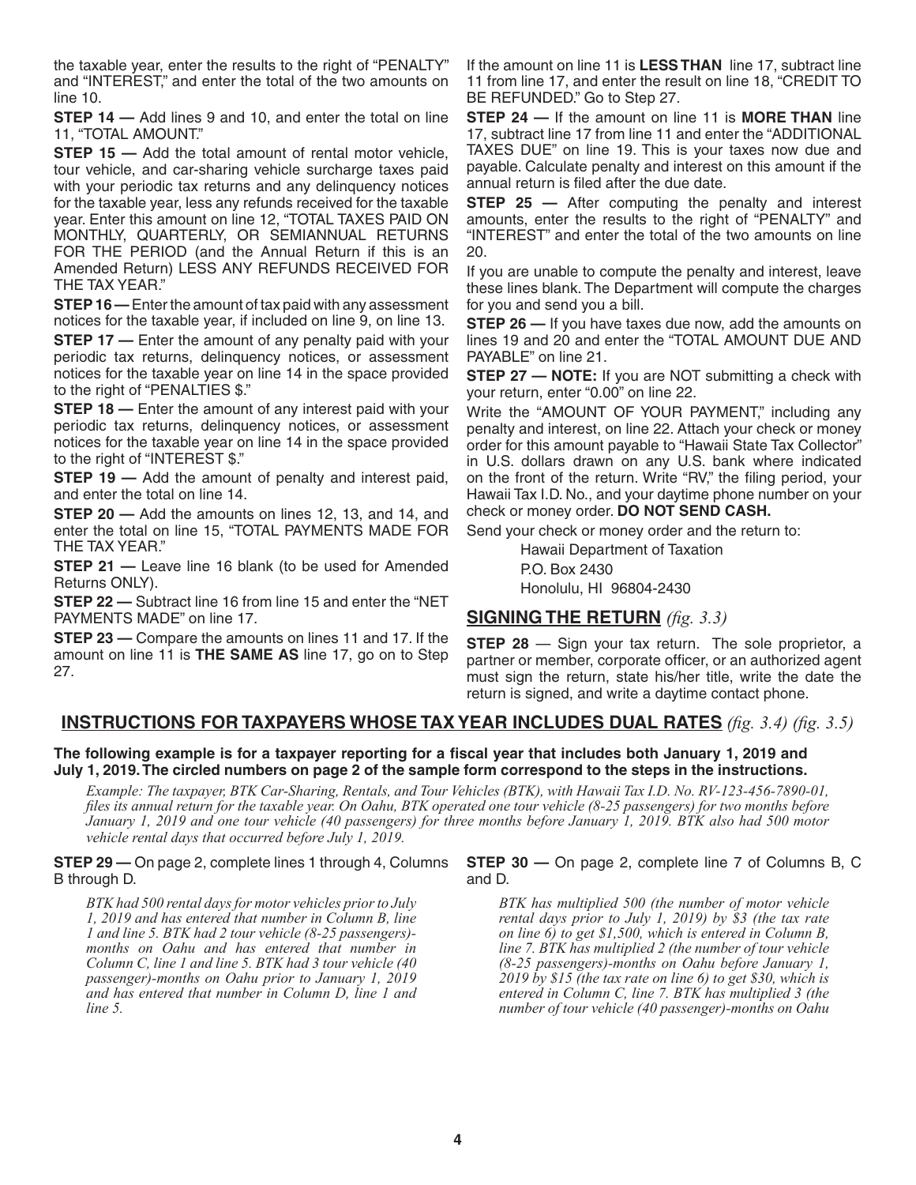the taxable year, enter the results to the right of "PENALTY" and "INTEREST," and enter the total of the two amounts on line 10.

**STEP 14 —** Add lines 9 and 10, and enter the total on line 11, "TOTAL AMOUNT."

**STEP 15 —** Add the total amount of rental motor vehicle, tour vehicle, and car-sharing vehicle surcharge taxes paid with your periodic tax returns and any delinquency notices for the taxable year, less any refunds received for the taxable year. Enter this amount on line 12, "TOTAL TAXES PAID ON MONTHLY, QUARTERLY, OR SEMIANNUAL RETURNS FOR THE PERIOD (and the Annual Return if this is an Amended Return) LESS ANY REFUNDS RECEIVED FOR THE TAX YEAR."

**STEP 16 —** Enter the amount of tax paid with any assessment notices for the taxable year, if included on line 9, on line 13.

**STEP 17 —** Enter the amount of any penalty paid with your periodic tax returns, delinquency notices, or assessment notices for the taxable year on line 14 in the space provided to the right of "PENALTIES $."

**STEP 18 —** Enter the amount of any interest paid with your periodic tax returns, delinquency notices, or assessment notices for the taxable year on line 14 in the space provided to the right of "INTEREST $."

**STEP 19 —** Add the amount of penalty and interest paid, and enter the total on line 14.

**STEP 20 —** Add the amounts on lines 12, 13, and 14, and enter the total on line 15, "TOTAL PAYMENTS MADE FOR THE TAX YEAR."

**STEP 21 —** Leave line 16 blank (to be used for Amended Returns ONLY).

**STEP 22 —** Subtract line 16 from line 15 and enter the "NET PAYMENTS MADE" on line 17.

**STEP 23 —** Compare the amounts on lines 11 and 17. If the amount on line 11 is **THE SAME AS** line 17, go on to Step 27.

If the amount on line 11 is **LESS THAN** line 17, subtract line 11 from line 17, and enter the result on line 18, "CREDIT TO BE REFUNDED." Go to Step 27.

**STEP 24 —** If the amount on line 11 is **MORE THAN** line 17, subtract line 17 from line 11 and enter the "ADDITIONAL TAXES DUE" on line 19. This is your taxes now due and payable. Calculate penalty and interest on this amount if the annual return is filed after the due date.

**STEP 25 —** After computing the penalty and interest amounts, enter the results to the right of "PENALTY" and "INTEREST" and enter the total of the two amounts on line 20.

If you are unable to compute the penalty and interest, leave these lines blank. The Department will compute the charges for you and send you a bill.

**STEP 26 —** If you have taxes due now, add the amounts on lines 19 and 20 and enter the "TOTAL AMOUNT DUE AND PAYABLE" on line 21.

**STEP 27 — NOTE:** If you are NOT submitting a check with your return, enter "0.00" on line 22.

Write the "AMOUNT OF YOUR PAYMENT," including any penalty and interest, on line 22. Attach your check or money order for this amount payable to "Hawaii State Tax Collector" in U.S. dollars drawn on any U.S. bank where indicated on the front of the return. Write "RV," the filing period, your Hawaii Tax I.D. No., and your daytime phone number on your check or money order. **DO NOT SEND CASH.**

Send your check or money order and the return to:

Hawaii Department of Taxation
P.O. Box 2430
Honolulu, HI 96804-2430

## SIGNING THE RETURN *(fig. 3.3)*

**STEP 28** — Sign your tax return. The sole proprietor, a partner or member, corporate officer, or an authorized agent must sign the return, state his/her title, write the date the return is signed, and write a daytime contact phone.

## INSTRUCTIONS FOR TAXPAYERS WHOSE TAX YEAR INCLUDES DUAL RATES *(fig. 3.4) (fig. 3.5)*

**The following example is for a taxpayer reporting for a fiscal year that includes both January 1, 2019 and July 1, 2019. The circled numbers on page 2 of the sample form correspond to the steps in the instructions.**

*Example: The taxpayer, BTK Car-Sharing, Rentals, and Tour Vehicles (BTK), with Hawaii Tax I.D. No. RV-123-456-7890-01, files its annual return for the taxable year. On Oahu, BTK operated one tour vehicle (8-25 passengers) for two months before January 1, 2019 and one tour vehicle (40 passengers) for three months before January 1, 2019. BTK also had 500 motor vehicle rental days that occurred before July 1, 2019.*

**STEP 29 —** On page 2, complete lines 1 through 4, Columns B through D.

*BTK had 500 rental days for motor vehicles prior to July 1, 2019 and has entered that number in Column B, line 1 and line 5. BTK had 2 tour vehicle (8-25 passengers)-months on Oahu and has entered that number in Column C, line 1 and line 5. BTK had 3 tour vehicle (40 passenger)-months on Oahu prior to January 1, 2019 and has entered that number in Column D, line 1 and line 5.*

**STEP 30 —** On page 2, complete line 7 of Columns B, C and D.

*BTK has multiplied 500 (the number of motor vehicle rental days prior to July 1, 2019) by $3 (the tax rate on line 6) to get $1,500, which is entered in Column B, line 7. BTK has multiplied 2 (the number of tour vehicle (8-25 passengers)-months on Oahu before January 1, 2019 by $15 (the tax rate on line 6) to get $30, which is entered in Column C, line 7. BTK has multiplied 3 (the number of tour vehicle (40 passenger)-months on Oahu*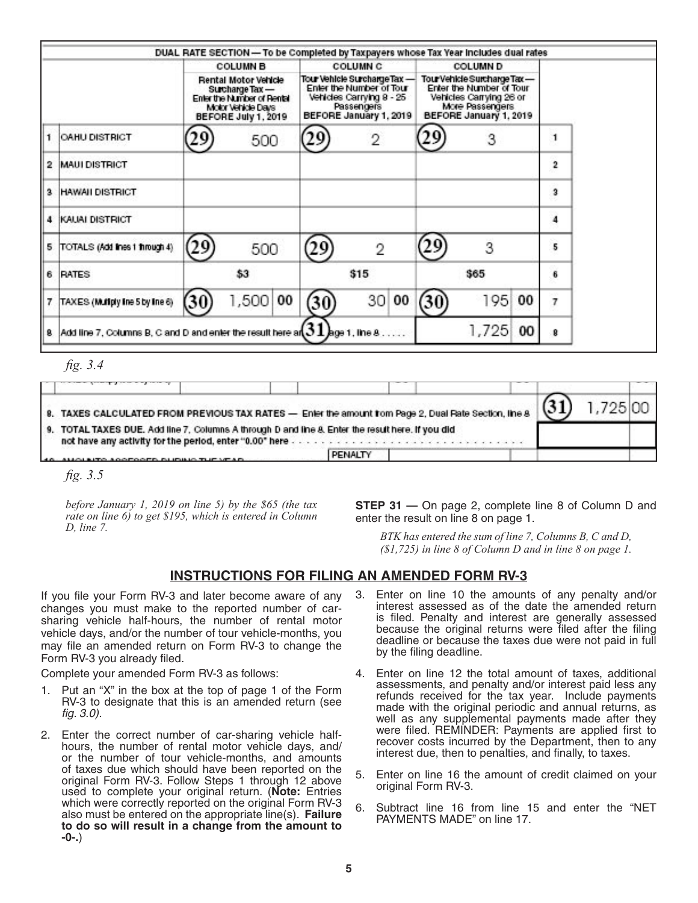| | | COLUMN B | COLUMN C | COLUMN D | |
|---|---|---|---|---|---|
| | DUAL RATE SECTION — To be Completed by Taxpayers whose Tax Year Includes dual rates | Rental Motor Vehicle Surcharge Tax — Enter the Number of Rental Motor Vehicle Days BEFORE July 1, 2019 | Tour Vehicle Surcharge Tax — Enter the Number of Tour Vehicles Carrying 8 - 25 Passengers BEFORE January 1, 2019 | Tour Vehicle Surcharge Tax — Enter the Number of Tour Vehicles Carrying 26 or More Passengers BEFORE January 1, 2019 | |
| 1 | OAHU DISTRICT | (29) 500 | (29) 2 | (29) 3 | 1 |
| 2 | MAUI DISTRICT | | | | 2 |
| 3 | HAWAII DISTRICT | | | | 3 |
| 4 | KAUAI DISTRICT | | | | 4 |
| 5 | TOTALS (Add lines 1 through 4) | (29) 500 | (29) 2 | (29) 3 | 5 |
| 6 | RATES | $3 | $15 | $65 | 6 |
| 7 | TAXES (Multiply line 5 by line 6) | (30) 1,500 00 | (30) 30 00 | (30) 195 00 | 7 |
| 8 | Add line 7, Columns B, C and D and enter the result here and (31) page 1, line 8 . . . . . | | | 1,725 00 | 8 |

*fig. 3.4*

| | |
|---|---|
| 8. TAXES CALCULATED FROM PREVIOUS TAX RATES — Enter the amount from Page 2, Dual Rate Section, line 8 | (31) 1,725 00 |
| 9. TOTAL TAXES DUE. Add line 7, Columns A through D and line 8. Enter the result here. If you did not have any activity for the period, enter "0.00" here . . . . . . . . . . | |
| 10. AMOUNTS ASSESSED DURING THE YEAR . . . PENALTY | |

*fig. 3.5*

*before January 1, 2019 on line 5) by the $65 (the tax rate on line 6) to get $195, which is entered in Column D, line 7.*

**STEP 31 —** On page 2, complete line 8 of Column D and enter the result on line 8 on page 1.

*BTK has entered the sum of line 7, Columns B, C and D, ($1,725) in line 8 of Column D and in line 8 on page 1.*

## INSTRUCTIONS FOR FILING AN AMENDED FORM RV-3

If you file your Form RV-3 and later become aware of any changes you must make to the reported number of car-sharing vehicle half-hours, the number of rental motor vehicle days, and/or the number of tour vehicle-months, you may file an amended return on Form RV-3 to change the Form RV-3 you already filed.

Complete your amended Form RV-3 as follows:

1. Put an "X" in the box at the top of page 1 of the Form RV-3 to designate that this is an amended return (see *fig. 3.0*).
2. Enter the correct number of car-sharing vehicle half-hours, the number of rental motor vehicle days, and/or the number of tour vehicle-months, and amounts of taxes due which should have been reported on the original Form RV-3. Follow Steps 1 through 12 above used to complete your original return. (**Note:** Entries which were correctly reported on the original Form RV-3 also must be entered on the appropriate line(s). **Failure to do so will result in a change from the amount to -0-.**)
3. Enter on line 10 the amounts of any penalty and/or interest assessed as of the date the amended return is filed. Penalty and interest are generally assessed because the original returns were filed after the filing deadline or because the taxes due were not paid in full by the filing deadline.
4. Enter on line 12 the total amount of taxes, additional assessments, and penalty and/or interest paid less any refunds received for the tax year. Include payments made with the original periodic and annual returns, as well as any supplemental payments made after they were filed. REMINDER: Payments are applied first to recover costs incurred by the Department, then to any interest due, then to penalties, and finally, to taxes.
5. Enter on line 16 the amount of credit claimed on your original Form RV-3.
6. Subtract line 16 from line 15 and enter the "NET PAYMENTS MADE" on line 17.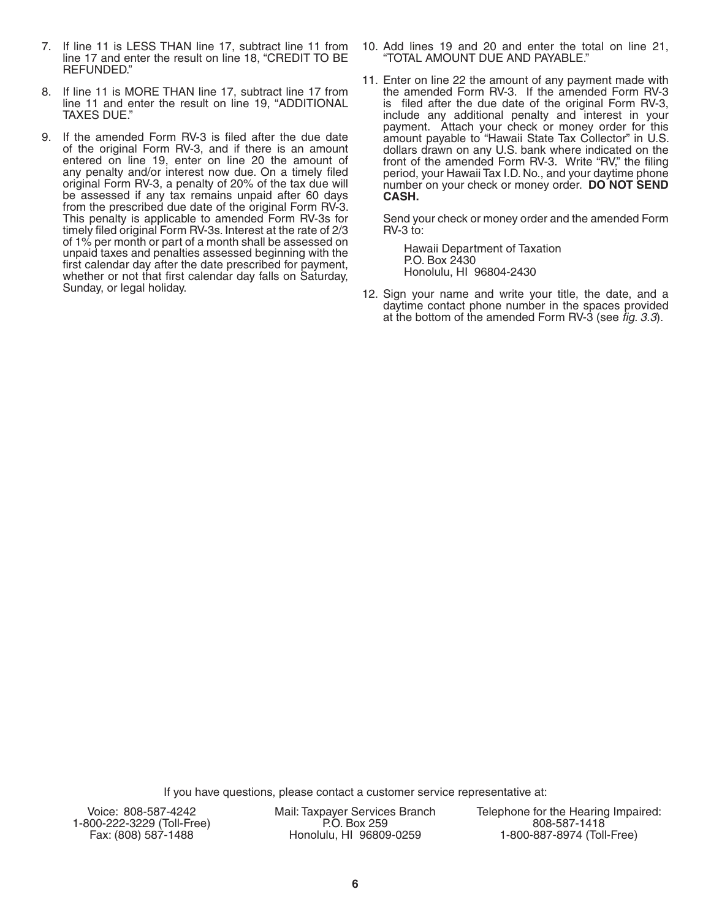7. If line 11 is LESS THAN line 17, subtract line 11 from line 17 and enter the result on line 18, "CREDIT TO BE REFUNDED."

8. If line 11 is MORE THAN line 17, subtract line 17 from line 11 and enter the result on line 19, "ADDITIONAL TAXES DUE."

9. If the amended Form RV-3 is filed after the due date of the original Form RV-3, and if there is an amount entered on line 19, enter on line 20 the amount of any penalty and/or interest now due. On a timely filed original Form RV-3, a penalty of 20% of the tax due will be assessed if any tax remains unpaid after 60 days from the prescribed due date of the original Form RV-3. This penalty is applicable to amended Form RV-3s for timely filed original Form RV-3s. Interest at the rate of 2/3 of 1% per month or part of a month shall be assessed on unpaid taxes and penalties assessed beginning with the first calendar day after the date prescribed for payment, whether or not that first calendar day falls on Saturday, Sunday, or legal holiday.

10. Add lines 19 and 20 and enter the total on line 21, "TOTAL AMOUNT DUE AND PAYABLE."

11. Enter on line 22 the amount of any payment made with the amended Form RV-3. If the amended Form RV-3 is filed after the due date of the original Form RV-3, include any additional penalty and interest in your payment. Attach your check or money order for this amount payable to "Hawaii State Tax Collector" in U.S. dollars drawn on any U.S. bank where indicated on the front of the amended Form RV-3. Write "RV," the filing period, your Hawaii Tax I.D. No., and your daytime phone number on your check or money order. **DO NOT SEND CASH.**

    Send your check or money order and the amended Form RV-3 to:

    Hawaii Department of Taxation
    P.O. Box 2430
    Honolulu, HI 96804-2430

12. Sign your name and write your title, the date, and a daytime contact phone number in the spaces provided at the bottom of the amended Form RV-3 (see *fig. 3.3*).

If you have questions, please contact a customer service representative at:

Voice: 808-587-4242
1-800-222-3229 (Toll-Free)
Fax: (808) 587-1488

Mail: Taxpayer Services Branch
P.O. Box 259
Honolulu, HI 96809-0259

Telephone for the Hearing Impaired:
808-587-1418
1-800-887-8974 (Toll-Free)